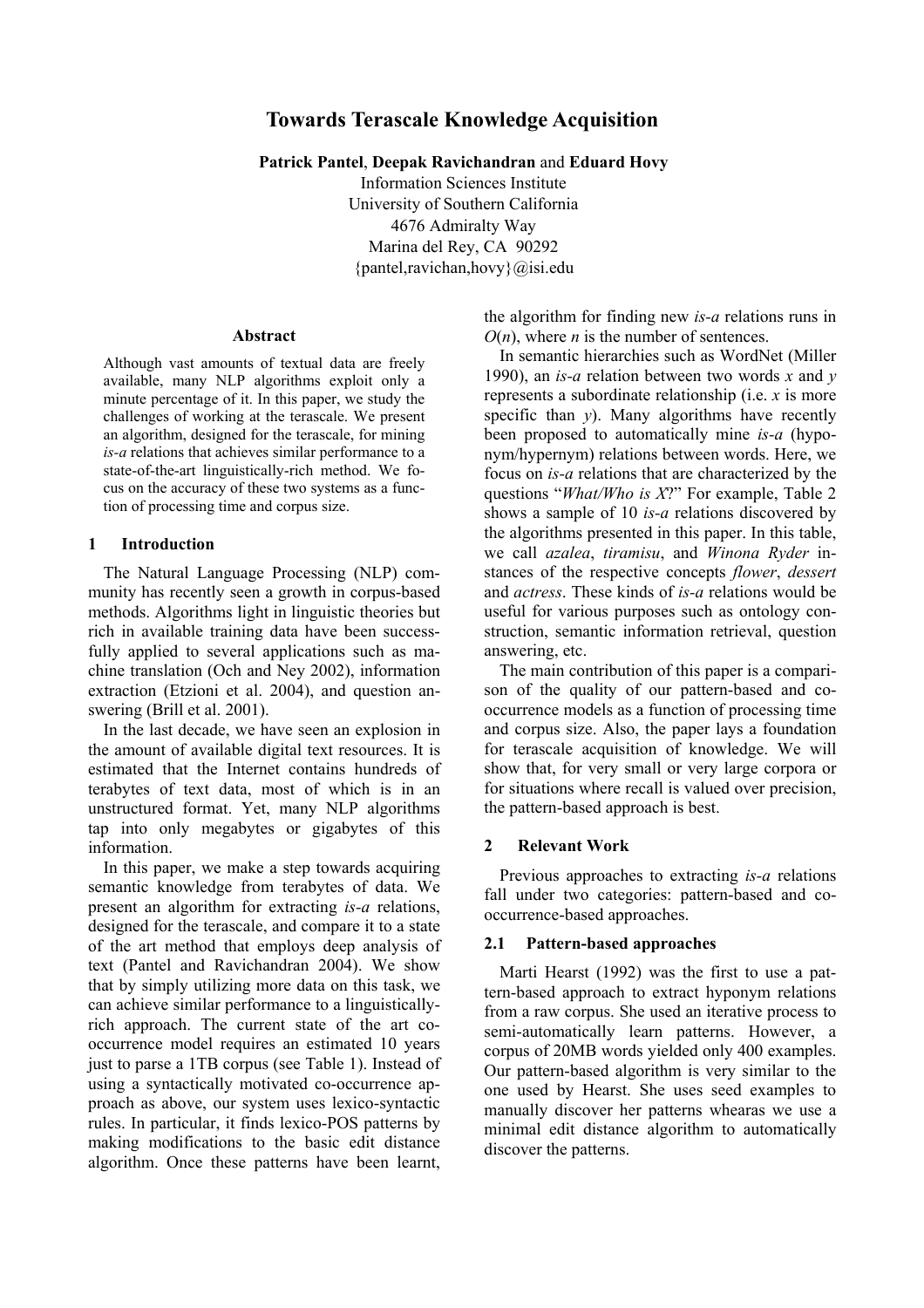# Towards Terascale Knowledge Acquisition

**Patrick Pantel**, **Deepak Ravichandran** and **Eduard Hovy**

Information Sciences Institute
University of Southern California
4676 Admiralty Way
Marina del Rey, CA 90292
{pantel,ravichan,hovy}@isi.edu

## Abstract

Although vast amounts of textual data are freely available, many NLP algorithms exploit only a minute percentage of it. In this paper, we study the challenges of working at the terascale. We present an algorithm, designed for the terascale, for mining *is-a* relations that achieves similar performance to a state-of-the-art linguistically-rich method. We focus on the accuracy of these two systems as a function of processing time and corpus size.

## 1 Introduction

The Natural Language Processing (NLP) community has recently seen a growth in corpus-based methods. Algorithms light in linguistic theories but rich in available training data have been successfully applied to several applications such as machine translation (Och and Ney 2002), information extraction (Etzioni et al. 2004), and question answering (Brill et al. 2001).

In the last decade, we have seen an explosion in the amount of available digital text resources. It is estimated that the Internet contains hundreds of terabytes of text data, most of which is in an unstructured format. Yet, many NLP algorithms tap into only megabytes or gigabytes of this information.

In this paper, we make a step towards acquiring semantic knowledge from terabytes of data. We present an algorithm for extracting *is-a* relations, designed for the terascale, and compare it to a state of the art method that employs deep analysis of text (Pantel and Ravichandran 2004). We show that by simply utilizing more data on this task, we can achieve similar performance to a linguistically-rich approach. The current state of the art co-occurrence model requires an estimated 10 years just to parse a 1TB corpus (see Table 1). Instead of using a syntactically motivated co-occurrence approach as above, our system uses lexico-syntactic rules. In particular, it finds lexico-POS patterns by making modifications to the basic edit distance algorithm. Once these patterns have been learnt, the algorithm for finding new *is-a* relations runs in $O(n)$, where $n$ is the number of sentences.

In semantic hierarchies such as WordNet (Miller 1990), an *is-a* relation between two words $x$ and $y$ represents a subordinate relationship (i.e. $x$ is more specific than $y$). Many algorithms have recently been proposed to automatically mine *is-a* (hyponym/hypernym) relations between words. Here, we focus on *is-a* relations that are characterized by the questions "*What/Who is X*?" For example, Table 2 shows a sample of 10 *is-a* relations discovered by the algorithms presented in this paper. In this table, we call *azalea*, *tiramisu*, and *Winona Ryder* instances of the respective concepts *flower*, *dessert* and *actress*. These kinds of *is-a* relations would be useful for various purposes such as ontology construction, semantic information retrieval, question answering, etc.

The main contribution of this paper is a comparison of the quality of our pattern-based and co-occurrence models as a function of processing time and corpus size. Also, the paper lays a foundation for terascale acquisition of knowledge. We will show that, for very small or very large corpora or for situations where recall is valued over precision, the pattern-based approach is best.

## 2 Relevant Work

Previous approaches to extracting *is-a* relations fall under two categories: pattern-based and co-occurrence-based approaches.

### 2.1 Pattern-based approaches

Marti Hearst (1992) was the first to use a pattern-based approach to extract hyponym relations from a raw corpus. She used an iterative process to semi-automatically learn patterns. However, a corpus of 20MB words yielded only 400 examples. Our pattern-based algorithm is very similar to the one used by Hearst. She uses seed examples to manually discover her patterns whearas we use a minimal edit distance algorithm to automatically discover the patterns.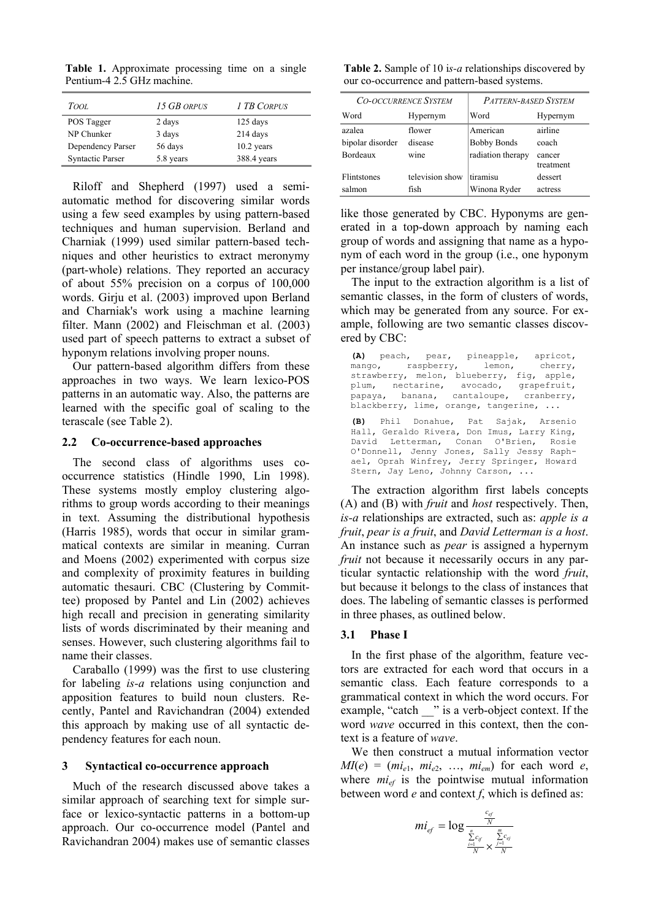**Table 1.** Approximate processing time on a single Pentium-4 2.5 GHz machine.

| TOOL | 15 GB ORPUS | 1 TB CORPUS |
|---|---|---|
| POS Tagger | 2 days | 125 days |
| NP Chunker | 3 days | 214 days |
| Dependency Parser | 56 days | 10.2 years |
| Syntactic Parser | 5.8 years | 388.4 years |

Riloff and Shepherd (1997) used a semi-automatic method for discovering similar words using a few seed examples by using pattern-based techniques and human supervision. Berland and Charniak (1999) used similar pattern-based techniques and other heuristics to extract meronymy (part-whole) relations. They reported an accuracy of about 55% precision on a corpus of 100,000 words. Girju et al. (2003) improved upon Berland and Charniak's work using a machine learning filter. Mann (2002) and Fleischman et al. (2003) used part of speech patterns to extract a subset of hyponym relations involving proper nouns.

Our pattern-based algorithm differs from these approaches in two ways. We learn lexico-POS patterns in an automatic way. Also, the patterns are learned with the specific goal of scaling to the terascale (see Table 2).

### 2.2 Co-occurrence-based approaches

The second class of algorithms uses co-occurrence statistics (Hindle 1990, Lin 1998). These systems mostly employ clustering algorithms to group words according to their meanings in text. Assuming the distributional hypothesis (Harris 1985), words that occur in similar grammatical contexts are similar in meaning. Curran and Moens (2002) experimented with corpus size and complexity of proximity features in building automatic thesauri. CBC (Clustering by Committee) proposed by Pantel and Lin (2002) achieves high recall and precision in generating similarity lists of words discriminated by their meaning and senses. However, such clustering algorithms fail to name their classes.

Caraballo (1999) was the first to use clustering for labeling *is-a* relations using conjunction and apposition features to build noun clusters. Recently, Pantel and Ravichandran (2004) extended this approach by making use of all syntactic dependency features for each noun.

## 3 Syntactical co-occurrence approach

Much of the research discussed above takes a similar approach of searching text for simple surface or lexico-syntactic patterns in a bottom-up approach. Our co-occurrence model (Pantel and Ravichandran 2004) makes use of semantic classes like those generated by CBC. Hyponyms are generated in a top-down approach by naming each group of words and assigning that name as a hyponym of each word in the group (i.e., one hyponym per instance/group label pair).

**Table 2.** Sample of 10 *is-a* relationships discovered by our co-occurrence and pattern-based systems.

| CO-OCCURRENCE SYSTEM | | PATTERN-BASED SYSTEM | |
|---|---|---|---|
| Word | Hypernym | Word | Hypernym |
| azalea | flower | American | airline |
| bipolar disorder | disease | Bobby Bonds | coach |
| Bordeaux | wine | radiation therapy | cancer treatment |
| Flintstones | television show | tiramisu | dessert |
| salmon | fish | Winona Ryder | actress |

The input to the extraction algorithm is a list of semantic classes, in the form of clusters of words, which may be generated from any source. For example, following are two semantic classes discovered by CBC:

**(A)** peach, pear, pineapple, apricot, mango, raspberry, lemon, cherry, strawberry, melon, blueberry, fig, apple, plum, nectarine, avocado, grapefruit, papaya, banana, cantaloupe, cranberry, blackberry, lime, orange, tangerine, ...

**(B)** Phil Donahue, Pat Sajak, Arsenio Hall, Geraldo Rivera, Don Imus, Larry King, David Letterman, Conan O'Brien, Rosie O'Donnell, Jenny Jones, Sally Jessy Raphael, Oprah Winfrey, Jerry Springer, Howard Stern, Jay Leno, Johnny Carson, ...

The extraction algorithm first labels concepts (A) and (B) with *fruit* and *host* respectively. Then, *is-a* relationships are extracted, such as: *apple is a fruit*, *pear is a fruit*, and *David Letterman is a host*. An instance such as *pear* is assigned a hypernym *fruit* not because it necessarily occurs in any particular syntactic relationship with the word *fruit*, but because it belongs to the class of instances that does. The labeling of semantic classes is performed in three phases, as outlined below.

### 3.1 Phase I

In the first phase of the algorithm, feature vectors are extracted for each word that occurs in a semantic class. Each feature corresponds to a grammatical context in which the word occurs. For example, "catch __" is a verb-object context. If the word *wave* occurred in this context, then the context is a feature of *wave*.

We then construct a mutual information vector $MI(e) = (mi_{e1}, mi_{e2}, \ldots, mi_{em})$ for each word $e$, where $mi_{ef}$ is the pointwise mutual information between word $e$ and context $f$, which is defined as:

$$mi_{ef} = \log \frac{\frac{c_{ef}}{N}}{\frac{\sum_{i=1}^{n} c_{if}}{N} \times \frac{\sum_{j=1}^{m} c_{ej}}{N}}$$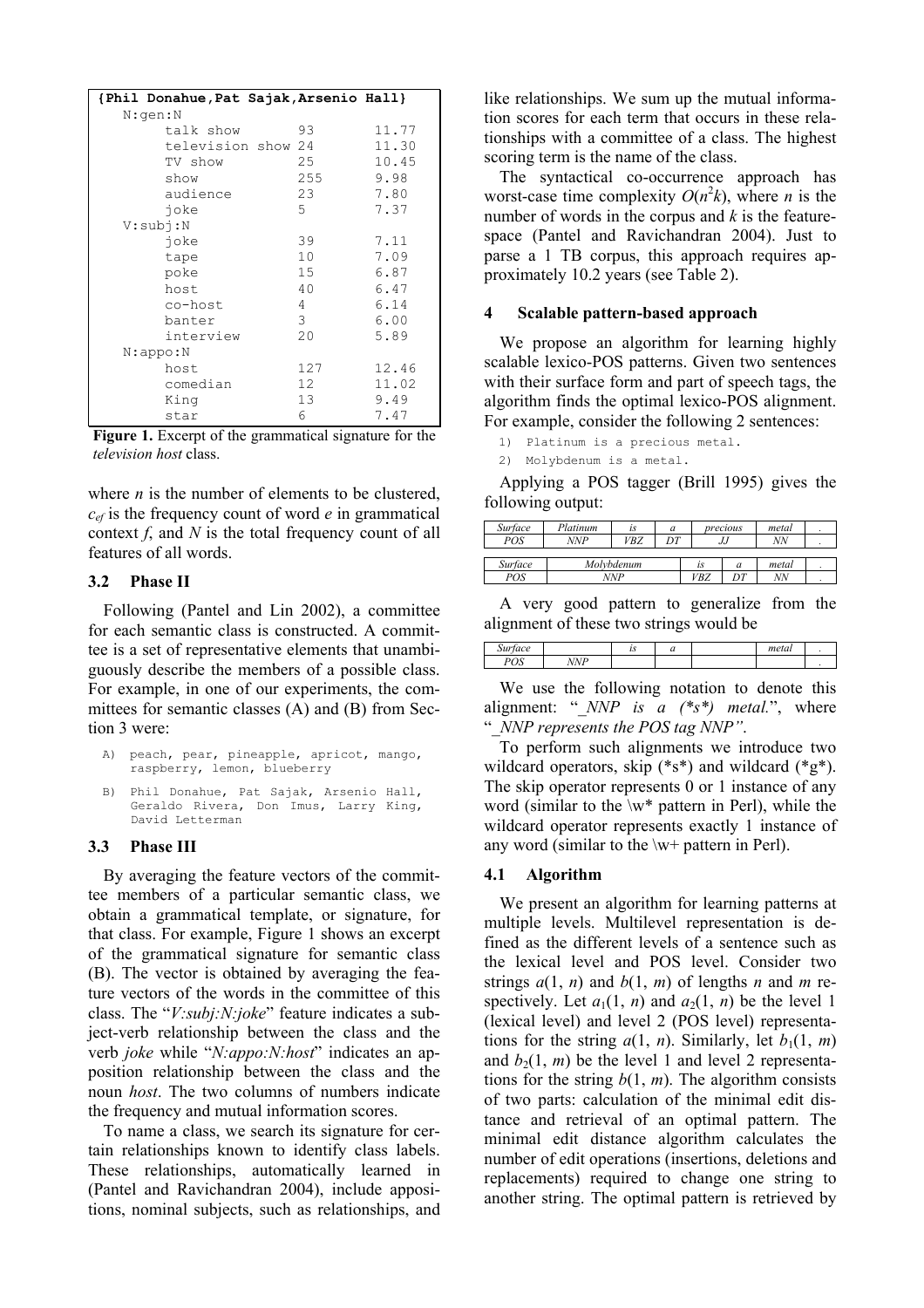| {Phil Donahue,Pat Sajak,Arsenio Hall} | | |
|---|---|---|
| N:gen:N | | |
| talk show | 93 | 11.77 |
| television show | 24 | 11.30 |
| TV show | 25 | 10.45 |
| show | 255 | 9.98 |
| audience | 23 | 7.80 |
| joke | 5 | 7.37 |
| V:subj:N | | |
| joke | 39 | 7.11 |
| tape | 10 | 7.09 |
| poke | 15 | 6.87 |
| host | 40 | 6.47 |
| co-host | 4 | 6.14 |
| banter | 3 | 6.00 |
| interview | 20 | 5.89 |
| N:appo:N | | |
| host | 127 | 12.46 |
| comedian | 12 | 11.02 |
| King | 13 | 9.49 |
| star | 6 | 7.47 |

**Figure 1.** Excerpt of the grammatical signature for the *television host* class.

where $n$ is the number of elements to be clustered, $c_{ef}$ is the frequency count of word $e$ in grammatical context $f$, and $N$ is the total frequency count of all features of all words.

### 3.2 Phase II

Following (Pantel and Lin 2002), a committee for each semantic class is constructed. A committee is a set of representative elements that unambiguously describe the members of a possible class. For example, in one of our experiments, the committees for semantic classes (A) and (B) from Section 3 were:

```
A) peach, pear, pineapple, apricot, mango,
   raspberry, lemon, blueberry

B) Phil Donahue, Pat Sajak, Arsenio Hall,
   Geraldo Rivera, Don Imus, Larry King,
   David Letterman
```

### 3.3 Phase III

By averaging the feature vectors of the committee members of a particular semantic class, we obtain a grammatical template, or signature, for that class. For example, Figure 1 shows an excerpt of the grammatical signature for semantic class (B). The vector is obtained by averaging the feature vectors of the words in the committee of this class. The "*V:subj:N:joke*" feature indicates a subject-verb relationship between the class and the verb *joke* while "*N:appo:N:host*" indicates an apposition relationship between the class and the noun *host*. The two columns of numbers indicate the frequency and mutual information scores.

To name a class, we search its signature for certain relationships known to identify class labels. These relationships, automatically learned in (Pantel and Ravichandran 2004), include appositions, nominal subjects, such as relationships, and like relationships. We sum up the mutual information scores for each term that occurs in these relationships with a committee of a class. The highest scoring term is the name of the class.

The syntactical co-occurrence approach has worst-case time complexity $O(n^2k)$, where $n$ is the number of words in the corpus and $k$ is the feature-space (Pantel and Ravichandran 2004). Just to parse a 1 TB corpus, this approach requires approximately 10.2 years (see Table 2).

## 4 Scalable pattern-based approach

We propose an algorithm for learning highly scalable lexico-POS patterns. Given two sentences with their surface form and part of speech tags, the algorithm finds the optimal lexico-POS alignment. For example, consider the following 2 sentences:

```
1) Platinum is a precious metal.
2) Molybdenum is a metal.
```

Applying a POS tagger (Brill 1995) gives the following output:

| *Surface* | *Platinum* | *is* | *a* | *precious* | *metal* | . |
|---|---|---|---|---|---|---|
| *POS* | *NNP* | *VBZ* | *DT* | *JJ* | *NN* | . |

| *Surface* | *Molybdenum* | *is* | *a* | *metal* | . |
|---|---|---|---|---|---|
| *POS* | *NNP* | *VBZ* | *DT* | *NN* | . |

A very good pattern to generalize from the alignment of these two strings would be

| *Surface* | | *is* | *a* | | *metal* | . |
|---|---|---|---|---|---|---|
| *POS* | *NNP* | | | | | . |

We use the following notation to denote this alignment: "*_NNP is a (\*s\*) metal.*", where "*_NNP represents the POS tag NNP"*.

To perform such alignments we introduce two wildcard operators, skip (\*s\*) and wildcard (\*g\*). The skip operator represents 0 or 1 instance of any word (similar to the \w\* pattern in Perl), while the wildcard operator represents exactly 1 instance of any word (similar to the \w+ pattern in Perl).

### 4.1 Algorithm

We present an algorithm for learning patterns at multiple levels. Multilevel representation is defined as the different levels of a sentence such as the lexical level and POS level. Consider two strings $a(1, n)$ and $b(1, m)$ of lengths $n$ and $m$ respectively. Let $a_1(1, n)$ and $a_2(1, n)$ be the level 1 (lexical level) and level 2 (POS level) representations for the string $a(1, n)$. Similarly, let $b_1(1, m)$ and $b_2(1, m)$ be the level 1 and level 2 representations for the string $b(1, m)$. The algorithm consists of two parts: calculation of the minimal edit distance and retrieval of an optimal pattern. The minimal edit distance algorithm calculates the number of edit operations (insertions, deletions and replacements) required to change one string to another string. The optimal pattern is retrieved by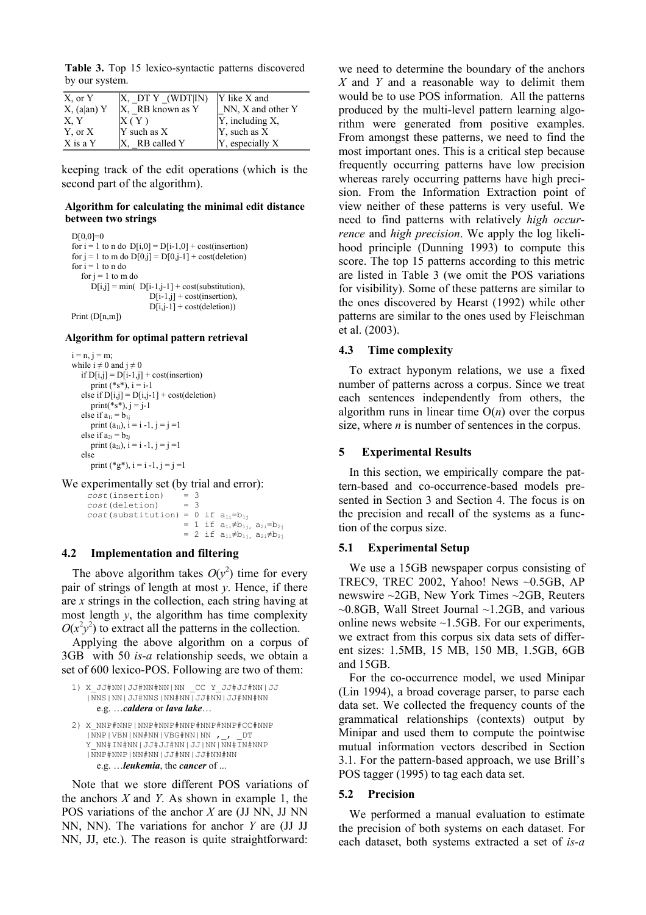**Table 3.** Top 15 lexico-syntactic patterns discovered by our system.

| | | |
|---|---|---|
| X, or Y | X, _DT Y _(WDT\|IN) | Y like X and |
| X, (a\|an) Y | X, _RB known as Y | _NN, X and other Y |
| X, Y | X ( Y ) | Y, including X, |
| Y, or X | Y such as X | Y, such as X |
| X is a Y | X, _RB called Y | Y, especially X |

keeping track of the edit operations (which is the second part of the algorithm).

**Algorithm for calculating the minimal edit distance between two strings**

```
D[0,0]=0
for i = 1 to n do  D[i,0] = D[i-1,0] + cost(insertion)
for j = 1 to m do D[0,j] = D[0,j-1] + cost(deletion)
for i = 1 to n do
   for j = 1 to m do
      D[i,j] = min(  D[i-1,j-1] + cost(substitution),
                     D[i-1,j] + cost(insertion),
                     D[i,j-1] + cost(deletion))
Print (D[n,m])
```

**Algorithm for optimal pattern retrieval**

```
i = n, j = m;
while i ≠ 0 and j ≠ 0
   if D[i,j] = D[i-1,j] + cost(insertion)
      print (*s*), i = i-1
   else if D[i,j] = D[i,j-1] + cost(deletion)
      print(*s*), j = j-1
   else if a1i = b1j
      print (a1i), i = i -1, j = j =1
   else if a2i = b2j
      print (a2i), i = i -1, j = j =1
   else
      print (*g*), i = i -1, j = j =1
```

We experimentally set (by trial and error):

$cost(\text{insertion}) = 3$
$cost(\text{deletion}) = 3$
$cost(\text{substitution}) = 0$ if $a_{1i}=b_{1j}$
$= 1$ if $a_{1i}\neq b_{1j}$, $a_{2i}=b_{2j}$
$= 2$ if $a_{1i}\neq b_{1j}$, $a_{2i}\neq b_{2j}$

### 4.2 Implementation and filtering

The above algorithm takes $O(y^2)$ time for every pair of strings of length at most $y$. Hence, if there are $x$ strings in the collection, each string having at most length $y$, the algorithm has time complexity $O(x^2y^2)$ to extract all the patterns in the collection.

Applying the above algorithm on a corpus of 3GB with 50 *is-a* relationship seeds, we obtain a set of 600 lexico-POS. Following are two of them:

```
1) X_JJ#NN|JJ#NN#NN|NN _CC Y_JJ#JJ#NN|JJ
   |NNS|NN|JJ#NNS|NN#NN|JJ#NN|JJ#NN#NN
```
e.g. …***caldera*** or ***lava lake***…

```
2) X_NNP#NNP|NNP#NNP#NNP#NNP#NNP#CC#NNP
   |NNP|VBN|NN#NN|VBG#NN|NN ,_, _DT
   Y_NN#IN#NN|JJ#JJ#NN|JJ|NN|NN#IN#NNP
   |NNP#NNP|NN#NN|JJ#NN|JJ#NN#NN
```
e.g. …***leukemia***, the ***cancer*** of ...

Note that we store different POS variations of the anchors X and Y. As shown in example 1, the POS variations of the anchor X are (JJ NN, JJ NN NN, NN). The variations for anchor Y are (JJ JJ NN, JJ, etc.). The reason is quite straightforward: we need to determine the boundary of the anchors X and Y and a reasonable way to delimit them would be to use POS information. All the patterns produced by the multi-level pattern learning algorithm were generated from positive examples. From amongst these patterns, we need to find the most important ones. This is a critical step because frequently occurring patterns have low precision whereas rarely occurring patterns have high precision. From the Information Extraction point of view neither of these patterns is very useful. We need to find patterns with relatively *high occurrence* and *high precision*. We apply the log likelihood principle (Dunning 1993) to compute this score. The top 15 patterns according to this metric are listed in Table 3 (we omit the POS variations for visibility). Some of these patterns are similar to the ones discovered by Hearst (1992) while other patterns are similar to the ones used by Fleischman et al. (2003).

### 4.3 Time complexity

To extract hyponym relations, we use a fixed number of patterns across a corpus. Since we treat each sentences independently from others, the algorithm runs in linear time $O(n)$ over the corpus size, where $n$ is number of sentences in the corpus.

## 5 Experimental Results

In this section, we empirically compare the pattern-based and co-occurrence-based models presented in Section 3 and Section 4. The focus is on the precision and recall of the systems as a function of the corpus size.

### 5.1 Experimental Setup

We use a 15GB newspaper corpus consisting of TREC9, TREC 2002, Yahoo! News ~0.5GB, AP newswire ~2GB, New York Times ~2GB, Reuters ~0.8GB, Wall Street Journal ~1.2GB, and various online news website ~1.5GB. For our experiments, we extract from this corpus six data sets of different sizes: 1.5MB, 15 MB, 150 MB, 1.5GB, 6GB and 15GB.

For the co-occurrence model, we used Minipar (Lin 1994), a broad coverage parser, to parse each data set. We collected the frequency counts of the grammatical relationships (contexts) output by Minipar and used them to compute the pointwise mutual information vectors described in Section 3.1. For the pattern-based approach, we use Brill's POS tagger (1995) to tag each data set.

### 5.2 Precision

We performed a manual evaluation to estimate the precision of both systems on each dataset. For each dataset, both systems extracted a set of *is-a*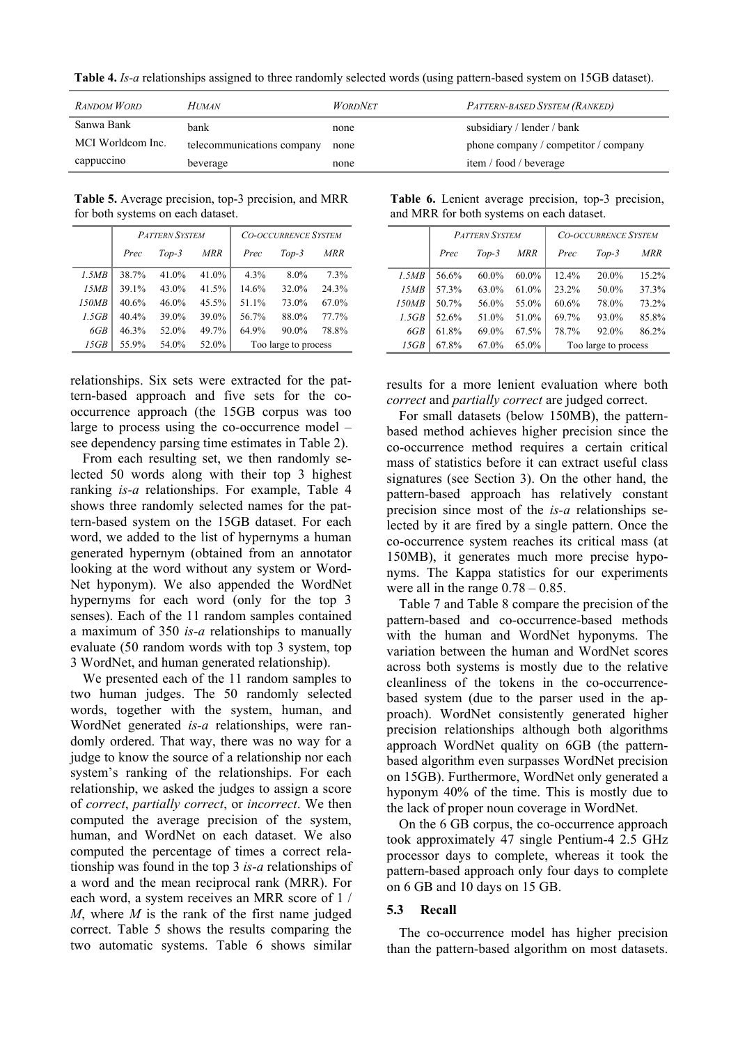**Table 4.** *Is-a* relationships assigned to three randomly selected words (using pattern-based system on 15GB dataset).

| RANDOM WORD | HUMAN | WORDNET | PATTERN-BASED SYSTEM (RANKED) |
|---|---|---|---|
| Sanwa Bank | bank | none | subsidiary / lender / bank |
| MCI Worldcom Inc. | telecommunications company | none | phone company / competitor / company |
| cappuccino | beverage | none | item / food / beverage |

**Table 5.** Average precision, top-3 precision, and MRR for both systems on each dataset.

| | PATTERN SYSTEM | | | CO-OCCURRENCE SYSTEM | | |
|---|---|---|---|---|---|---|
| | *Prec* | *Top-3* | *MRR* | *Prec* | *Top-3* | *MRR* |
| *1.5MB* | 38.7% | 41.0% | 41.0% | 4.3% | 8.0% | 7.3% |
| *15MB* | 39.1% | 43.0% | 41.5% | 14.6% | 32.0% | 24.3% |
| *150MB* | 40.6% | 46.0% | 45.5% | 51.1% | 73.0% | 67.0% |
| *1.5GB* | 40.4% | 39.0% | 39.0% | 56.7% | 88.0% | 77.7% |
| *6GB* | 46.3% | 52.0% | 49.7% | 64.9% | 90.0% | 78.8% |
| *15GB* | 55.9% | 54.0% | 52.0% | Too large to process | | |

**Table 6.** Lenient average precision, top-3 precision, and MRR for both systems on each dataset.

| | PATTERN SYSTEM | | | CO-OCCURRENCE SYSTEM | | |
|---|---|---|---|---|---|---|
| | *Prec* | *Top-3* | *MRR* | *Prec* | *Top-3* | *MRR* |
| *1.5MB* | 56.6% | 60.0% | 60.0% | 12.4% | 20.0% | 15.2% |
| *15MB* | 57.3% | 63.0% | 61.0% | 23.2% | 50.0% | 37.3% |
| *150MB* | 50.7% | 56.0% | 55.0% | 60.6% | 78.0% | 73.2% |
| *1.5GB* | 52.6% | 51.0% | 51.0% | 69.7% | 93.0% | 85.8% |
| *6GB* | 61.8% | 69.0% | 67.5% | 78.7% | 92.0% | 86.2% |
| *15GB* | 67.8% | 67.0% | 65.0% | Too large to process | | |

relationships. Six sets were extracted for the pattern-based approach and five sets for the co-occurrence approach (the 15GB corpus was too large to process using the co-occurrence model – see dependency parsing time estimates in Table 2).

From each resulting set, we then randomly selected 50 words along with their top 3 highest ranking *is-a* relationships. For example, Table 4 shows three randomly selected names for the pattern-based system on the 15GB dataset. For each word, we added to the list of hypernyms a human generated hypernym (obtained from an annotator looking at the word without any system or WordNet hyponym). We also appended the WordNet hypernyms for each word (only for the top 3 senses). Each of the 11 random samples contained a maximum of 350 *is-a* relationships to manually evaluate (50 random words with top 3 system, top 3 WordNet, and human generated relationship).

We presented each of the 11 random samples to two human judges. The 50 randomly selected words, together with the system, human, and WordNet generated *is-a* relationships, were randomly ordered. That way, there was no way for a judge to know the source of a relationship nor each system's ranking of the relationships. For each relationship, we asked the judges to assign a score of *correct*, *partially correct*, or *incorrect*. We then computed the average precision of the system, human, and WordNet on each dataset. We also computed the percentage of times a correct relationship was found in the top 3 *is-a* relationships of a word and the mean reciprocal rank (MRR). For each word, a system receives an MRR score of 1 / *M*, where *M* is the rank of the first name judged correct. Table 5 shows the results comparing the two automatic systems. Table 6 shows similar results for a more lenient evaluation where both *correct* and *partially correct* are judged correct.

For small datasets (below 150MB), the pattern-based method achieves higher precision since the co-occurrence method requires a certain critical mass of statistics before it can extract useful class signatures (see Section 3). On the other hand, the pattern-based approach has relatively constant precision since most of the *is-a* relationships selected by it are fired by a single pattern. Once the co-occurrence system reaches its critical mass (at 150MB), it generates much more precise hyponyms. The Kappa statistics for our experiments were all in the range 0.78 – 0.85.

Table 7 and Table 8 compare the precision of the pattern-based and co-occurrence-based methods with the human and WordNet hyponyms. The variation between the human and WordNet scores across both systems is mostly due to the relative cleanliness of the tokens in the co-occurrence-based system (due to the parser used in the approach). WordNet consistently generated higher precision relationships although both algorithms approach WordNet quality on 6GB (the pattern-based algorithm even surpasses WordNet precision on 15GB). Furthermore, WordNet only generated a hyponym 40% of the time. This is mostly due to the lack of proper noun coverage in WordNet.

On the 6 GB corpus, the co-occurrence approach took approximately 47 single Pentium-4 2.5 GHz processor days to complete, whereas it took the pattern-based approach only four days to complete on 6 GB and 10 days on 15 GB.

### 5.3 Recall

The co-occurrence model has higher precision than the pattern-based algorithm on most datasets.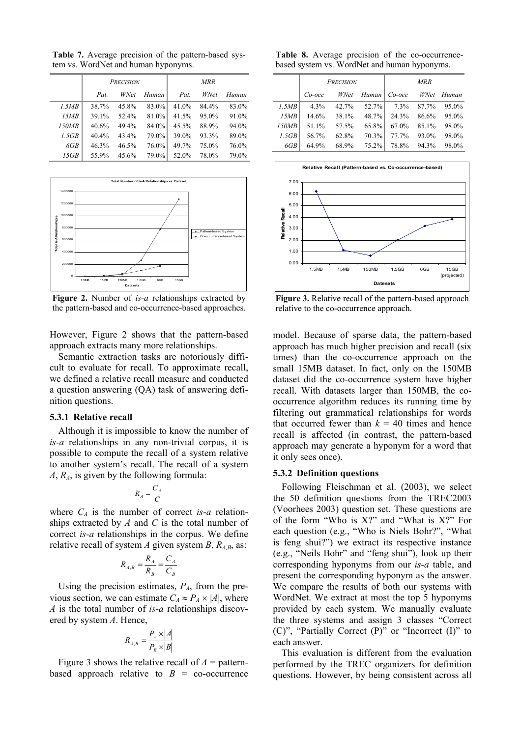**Table 7.** Average precision of the pattern-based system vs. WordNet and human hyponyms.

| | *Precision* | | | *MRR* | | |
|---|---|---|---|---|---|---|
| | *Pat.* | *WNet* | *Human* | *Pat.* | *WNet* | *Human* |
| *1.5MB* | 38.7% | 45.8% | 83.0% | 41.0% | 84.4% | 83.0% |
| *15MB* | 39.1% | 52.4% | 81.0% | 41.5% | 95.0% | 91.0% |
| *150MB* | 40.6% | 49.4% | 84.0% | 45.5% | 88.9% | 94.0% |
| *1.5GB* | 40.4% | 43.4% | 79.0% | 39.0% | 93.3% | 89.0% |
| *6GB* | 46.3% | 46.5% | 76.0% | 49.7% | 75.0% | 76.0% |
| *15GB* | 55.9% | 45.6% | 79.0% | 52.0% | 78.0% | 79.0% |

**Figure 2.** Number of *is-a* relationships extracted by the pattern-based and co-occurrence-based approaches.

However, Figure 2 shows that the pattern-based approach extracts many more relationships.

Semantic extraction tasks are notoriously difficult to evaluate for recall. To approximate recall, we defined a relative recall measure and conducted a question answering (QA) task of answering definition questions.

### 5.3.1 Relative recall

Although it is impossible to know the number of *is-a* relationships in any non-trivial corpus, it is possible to compute the recall of a system relative to another system's recall. The recall of a system $A$, $R_A$, is given by the following formula:

$$R_A = \frac{C_A}{C}$$

where $C_A$ is the number of correct *is-a* relationships extracted by $A$ and $C$ is the total number of correct *is-a* relationships in the corpus. We define relative recall of system $A$ given system $B$, $R_{A,B}$, as:

$$R_{A,B} = \frac{R_A}{R_B} = \frac{C_A}{C_B}$$

Using the precision estimates, $P_A$, from the previous section, we can estimate $C_A \approx P_A \times |A|$, where $A$ is the total number of *is-a* relationships discovered by system $A$. Hence,

$$R_{A,B} = \frac{P_A \times |A|}{P_B \times |B|}$$

Figure 3 shows the relative recall of $A$ = pattern-based approach relative to $B$ = co-occurrence model. Because of sparse data, the pattern-based approach has much higher precision and recall (six times) than the co-occurrence approach on the small 15MB dataset. In fact, only on the 150MB dataset did the co-occurrence system have higher recall. With datasets larger than 150MB, the co-occurrence algorithm reduces its running time by filtering out grammatical relationships for words that occurred fewer than $k$ = 40 times and hence recall is affected (in contrast, the pattern-based approach may generate a hyponym for a word that it only sees once).

**Table 8.** Average precision of the co-occurrence-based system vs. WordNet and human hyponyms.

| | *Precision* | | | *MRR* | | |
|---|---|---|---|---|---|---|
| | *Co-occ* | *WNet* | *Human* | *Co-occ* | *WNet* | *Human* |
| *1.5MB* | 4.3% | 42.7% | 52.7% | 7.3% | 87.7% | 95.0% |
| *15MB* | 14.6% | 38.1% | 48.7% | 24.3% | 86.6% | 95.0% |
| *150MB* | 51.1% | 57.5% | 65.8% | 67.0% | 85.1% | 98.0% |
| *1.5GB* | 56.7% | 62.8% | 70.3% | 77.7% | 93.0% | 98.0% |
| *6GB* | 64.9% | 68.9% | 75.2% | 78.8% | 94.3% | 98.0% |

**Figure 3.** Relative recall of the pattern-based approach relative to the co-occurrence approach.

### 5.3.2 Definition questions

Following Fleischman et al. (2003), we select the 50 definition questions from the TREC2003 (Voorhees 2003) question set. These questions are of the form "Who is X?" and "What is X?" For each question (e.g., "Who is Niels Bohr?", "What is feng shui?") we extract its respective instance (e.g., "Neils Bohr" and "feng shui"), look up their corresponding hyponyms from our *is-a* table, and present the corresponding hyponym as the answer. We compare the results of both our systems with WordNet. We extract at most the top 5 hyponyms provided by each system. We manually evaluate the three systems and assign 3 classes "Correct (C)", "Partially Correct (P)" or "Incorrect (I)" to each answer.

This evaluation is different from the evaluation performed by the TREC organizers for definition questions. However, by being consistent across all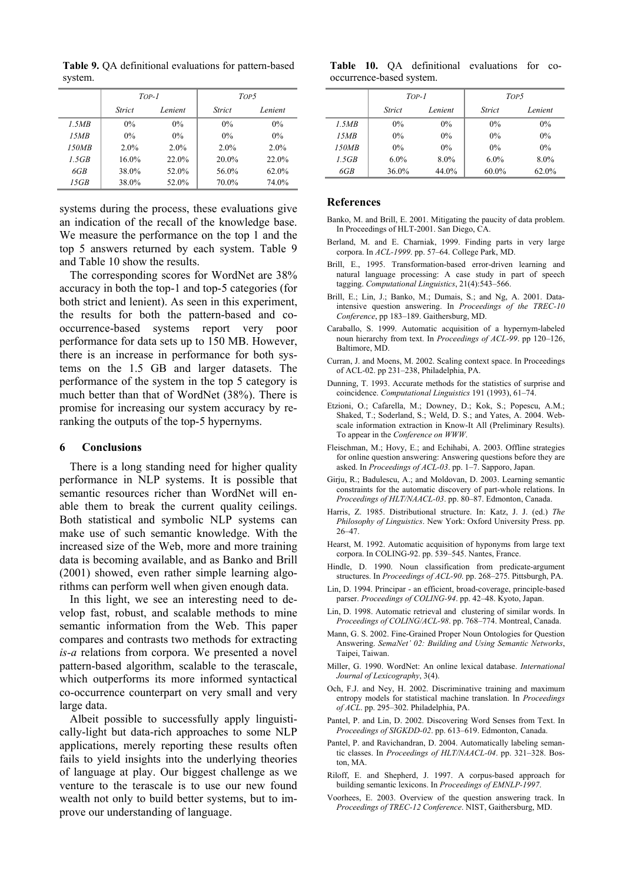**Table 9.** QA definitional evaluations for pattern-based system.

| | *Top-1* | | *Top5* | |
|---|---|---|---|---|
| | *Strict* | *Lenient* | *Strict* | *Lenient* |
| *1.5MB* | 0% | 0% | 0% | 0% |
| *15MB* | 0% | 0% | 0% | 0% |
| *150MB* | 2.0% | 2.0% | 2.0% | 2.0% |
| *1.5GB* | 16.0% | 22.0% | 20.0% | 22.0% |
| *6GB* | 38.0% | 52.0% | 56.0% | 62.0% |
| *15GB* | 38.0% | 52.0% | 70.0% | 74.0% |

**Table 10.** QA definitional evaluations for co-occurrence-based system.

| | *Top-1* | | *Top5* | |
|---|---|---|---|---|
| | *Strict* | *Lenient* | *Strict* | *Lenient* |
| *1.5MB* | 0% | 0% | 0% | 0% |
| *15MB* | 0% | 0% | 0% | 0% |
| *150MB* | 0% | 0% | 0% | 0% |
| *1.5GB* | 6.0% | 8.0% | 6.0% | 8.0% |
| *6GB* | 36.0% | 44.0% | 60.0% | 62.0% |

systems during the process, these evaluations give an indication of the recall of the knowledge base. We measure the performance on the top 1 and the top 5 answers returned by each system. Table 9 and Table 10 show the results.

The corresponding scores for WordNet are 38% accuracy in both the top-1 and top-5 categories (for both strict and lenient). As seen in this experiment, the results for both the pattern-based and co-occurrence-based systems report very poor performance for data sets up to 150 MB. However, there is an increase in performance for both systems on the 1.5 GB and larger datasets. The performance of the system in the top 5 category is much better than that of WordNet (38%). There is promise for increasing our system accuracy by re-ranking the outputs of the top-5 hypernyms.

## 6 Conclusions

There is a long standing need for higher quality performance in NLP systems. It is possible that semantic resources richer than WordNet will enable them to break the current quality ceilings. Both statistical and symbolic NLP systems can make use of such semantic knowledge. With the increased size of the Web, more and more training data is becoming available, and as Banko and Brill (2001) showed, even rather simple learning algorithms can perform well when given enough data.

In this light, we see an interesting need to develop fast, robust, and scalable methods to mine semantic information from the Web. This paper compares and contrasts two methods for extracting *is-a* relations from corpora. We presented a novel pattern-based algorithm, scalable to the terascale, which outperforms its more informed syntactical co-occurrence counterpart on very small and very large data.

Albeit possible to successfully apply linguistically-light but data-rich approaches to some NLP applications, merely reporting these results often fails to yield insights into the underlying theories of language at play. Our biggest challenge as we venture to the terascale is to use our new found wealth not only to build better systems, but to improve our understanding of language.

## References

Banko, M. and Brill, E. 2001. Mitigating the paucity of data problem. In Proceedings of HLT-2001. San Diego, CA.

Berland, M. and E. Charniak, 1999. Finding parts in very large corpora. In *ACL-1999*. pp. 57–64. College Park, MD.

Brill, E., 1995. Transformation-based error-driven learning and natural language processing: A case study in part of speech tagging. *Computational Linguistics*, 21(4):543–566.

Brill, E.; Lin, J.; Banko, M.; Dumais, S.; and Ng, A. 2001. Data-intensive question answering. In *Proceedings of the TREC-10 Conference*, pp 183–189. Gaithersburg, MD.

Caraballo, S. 1999. Automatic acquisition of a hypernym-labeled noun hierarchy from text. In *Proceedings of ACL-99*. pp 120–126, Baltimore, MD.

Curran, J. and Moens, M. 2002. Scaling context space. In Proceedings of ACL-02. pp 231–238, Philadelphia, PA.

Dunning, T. 1993. Accurate methods for the statistics of surprise and coincidence. *Computational Linguistics* 191 (1993), 61–74.

Etzioni, O.; Cafarella, M.; Downey, D.; Kok, S.; Popescu, A.M.; Shaked, T.; Soderland, S.; Weld, D. S.; and Yates, A. 2004. Web-scale information extraction in Know-It All (Preliminary Results). To appear in the *Conference on WWW*.

Fleischman, M.; Hovy, E.; and Echihabi, A. 2003. Offline strategies for online question answering: Answering questions before they are asked. In *Proceedings of ACL-03*. pp. 1–7. Sapporo, Japan.

Girju, R.; Badulescu, A.; and Moldovan, D. 2003. Learning semantic constraints for the automatic discovery of part-whole relations. In *Proceedings of HLT/NAACL-03*. pp. 80–87. Edmonton, Canada.

Harris, Z. 1985. Distributional structure. In: Katz, J. J. (ed.) *The Philosophy of Linguistics*. New York: Oxford University Press. pp. 26–47.

Hearst, M. 1992. Automatic acquisition of hyponyms from large text corpora. In COLING-92. pp. 539–545. Nantes, France.

Hindle, D. 1990. Noun classification from predicate-argument structures. In *Proceedings of ACL-90*. pp. 268–275. Pittsburgh, PA.

Lin, D. 1994. Principar - an efficient, broad-coverage, principle-based parser. *Proceedings of COLING-94*. pp. 42–48. Kyoto, Japan.

Lin, D. 1998. Automatic retrieval and clustering of similar words. In *Proceedings of COLING/ACL-98*. pp. 768–774. Montreal, Canada.

Mann, G. S. 2002. Fine-Grained Proper Noun Ontologies for Question Answering. *SemaNet' 02: Building and Using Semantic Networks*, Taipei, Taiwan.

Miller, G. 1990. WordNet: An online lexical database. *International Journal of Lexicography*, 3(4).

Och, F.J. and Ney, H. 2002. Discriminative training and maximum entropy models for statistical machine translation. In *Proceedings of ACL*. pp. 295–302. Philadelphia, PA.

Pantel, P. and Lin, D. 2002. Discovering Word Senses from Text. In *Proceedings of SIGKDD-02*. pp. 613–619. Edmonton, Canada.

Pantel, P. and Ravichandran, D. 2004. Automatically labeling semantic classes. In *Proceedings of HLT/NAACL-04*. pp. 321–328. Boston, MA.

Riloff, E. and Shepherd, J. 1997. A corpus-based approach for building semantic lexicons. In *Proceedings of EMNLP-1997*.

Voorhees, E. 2003. Overview of the question answering track. In *Proceedings of TREC-12 Conference*. NIST, Gaithersburg, MD.